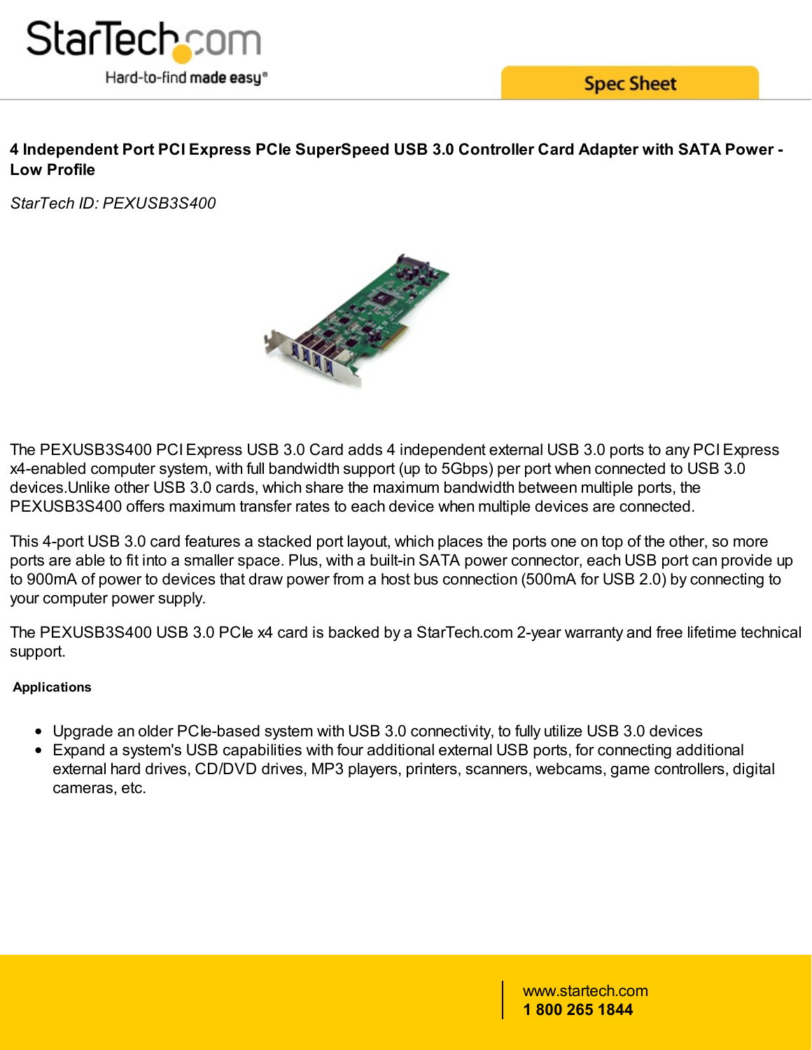# 4 Independent Port PCI Express PCIe SuperSpeed USB 3.0 Controller Card Adapter with SATA Power - Low Profile

*StarTech ID: PEXUSB3S400*

The PEXUSB3S400 PCI Express USB 3.0 Card adds 4 independent external USB 3.0 ports to any PCI Express x4-enabled computer system, with full bandwidth support (up to 5Gbps) per port when connected to USB 3.0 devices.Unlike other USB 3.0 cards, which share the maximum bandwidth between multiple ports, the PEXUSB3S400 offers maximum transfer rates to each device when multiple devices are connected.

This 4-port USB 3.0 card features a stacked port layout, which places the ports one on top of the other, so more ports are able to fit into a smaller space. Plus, with a built-in SATA power connector, each USB port can provide up to 900mA of power to devices that draw power from a host bus connection (500mA for USB 2.0) by connecting to your computer power supply.

The PEXUSB3S400 USB 3.0 PCIe x4 card is backed by a StarTech.com 2-year warranty and free lifetime technical support.

**Applications**

- Upgrade an older PCIe-based system with USB 3.0 connectivity, to fully utilize USB 3.0 devices
- Expand a system's USB capabilities with four additional external USB ports, for connecting additional external hard drives, CD/DVD drives, MP3 players, printers, scanners, webcams, game controllers, digital cameras, etc.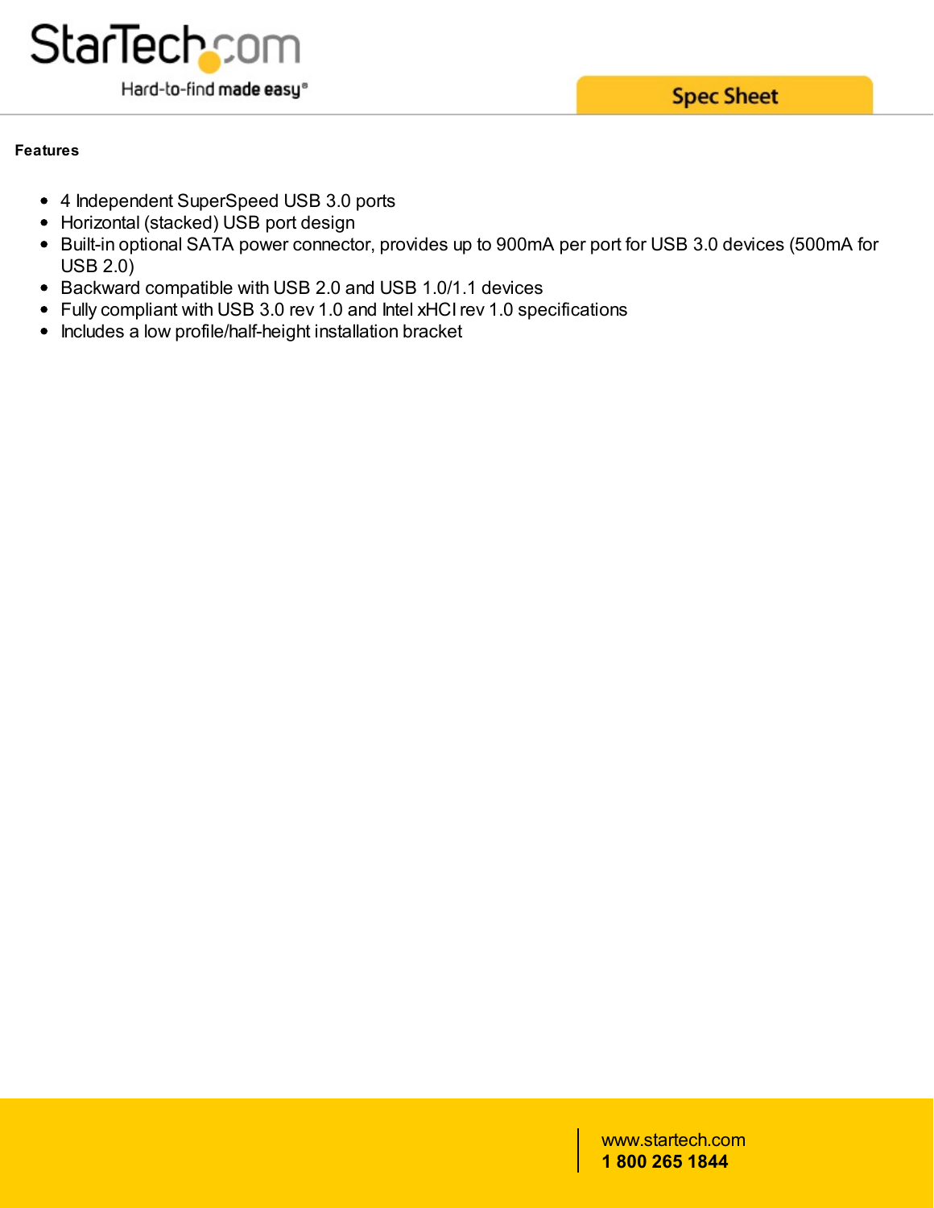**Features**

- 4 Independent SuperSpeed USB 3.0 ports
- Horizontal (stacked) USB port design
- Built-in optional SATA power connector, provides up to 900mA per port for USB 3.0 devices (500mA for USB 2.0)
- Backward compatible with USB 2.0 and USB 1.0/1.1 devices
- Fully compliant with USB 3.0 rev 1.0 and Intel xHCI rev 1.0 specifications
- Includes a low profile/half-height installation bracket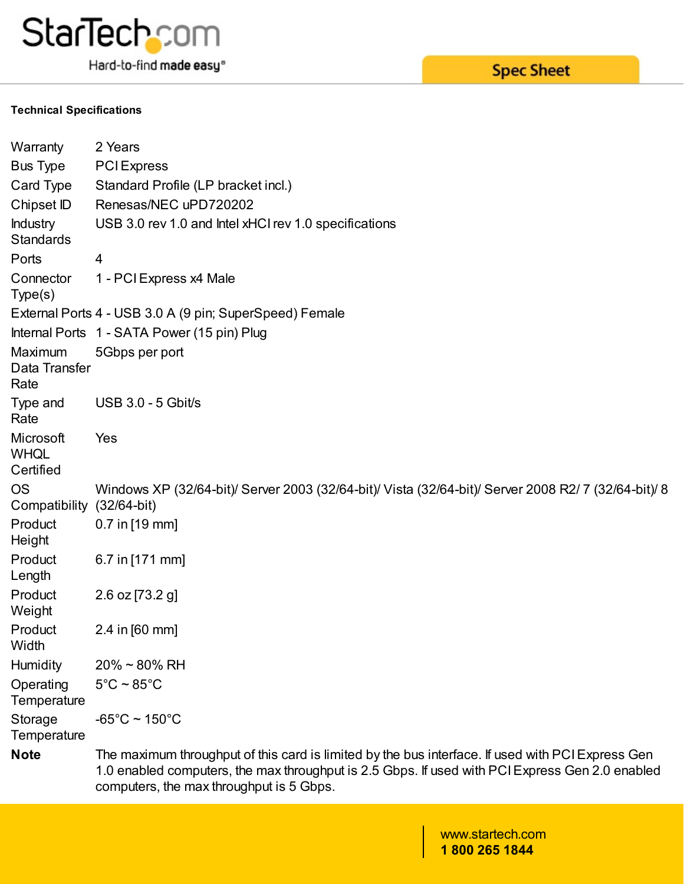**Technical Specifications**

| | |
|---|---|
| Warranty | 2 Years |
| Bus Type | PCI Express |
| Card Type | Standard Profile (LP bracket incl.) |
| Chipset ID | Renesas/NEC uPD720202 |
| Industry Standards | USB 3.0 rev 1.0 and Intel xHCI rev 1.0 specifications |
| Ports | 4 |
| Connector Type(s) | 1 - PCI Express x4 Male |
| External Ports | 4 - USB 3.0 A (9 pin; SuperSpeed) Female |
| Internal Ports | 1 - SATA Power (15 pin) Plug |
| Maximum Data Transfer Rate | 5Gbps per port |
| Type and Rate | USB 3.0 - 5 Gbit/s |
| Microsoft WHQL Certified | Yes |
| OS Compatibility | Windows XP (32/64-bit)/ Server 2003 (32/64-bit)/ Vista (32/64-bit)/ Server 2008 R2/ 7 (32/64-bit)/ 8 (32/64-bit) |
| Product Height | 0.7 in [19 mm] |
| Product Length | 6.7 in [171 mm] |
| Product Weight | 2.6 oz [73.2 g] |
| Product Width | 2.4 in [60 mm] |
| Humidity | 20% ~ 80% RH |
| Operating Temperature | 5°C ~ 85°C |
| Storage Temperature | -65°C ~ 150°C |
| **Note** | The maximum throughput of this card is limited by the bus interface. If used with PCI Express Gen 1.0 enabled computers, the max throughput is 2.5 Gbps. If used with PCI Express Gen 2.0 enabled computers, the max throughput is 5 Gbps. |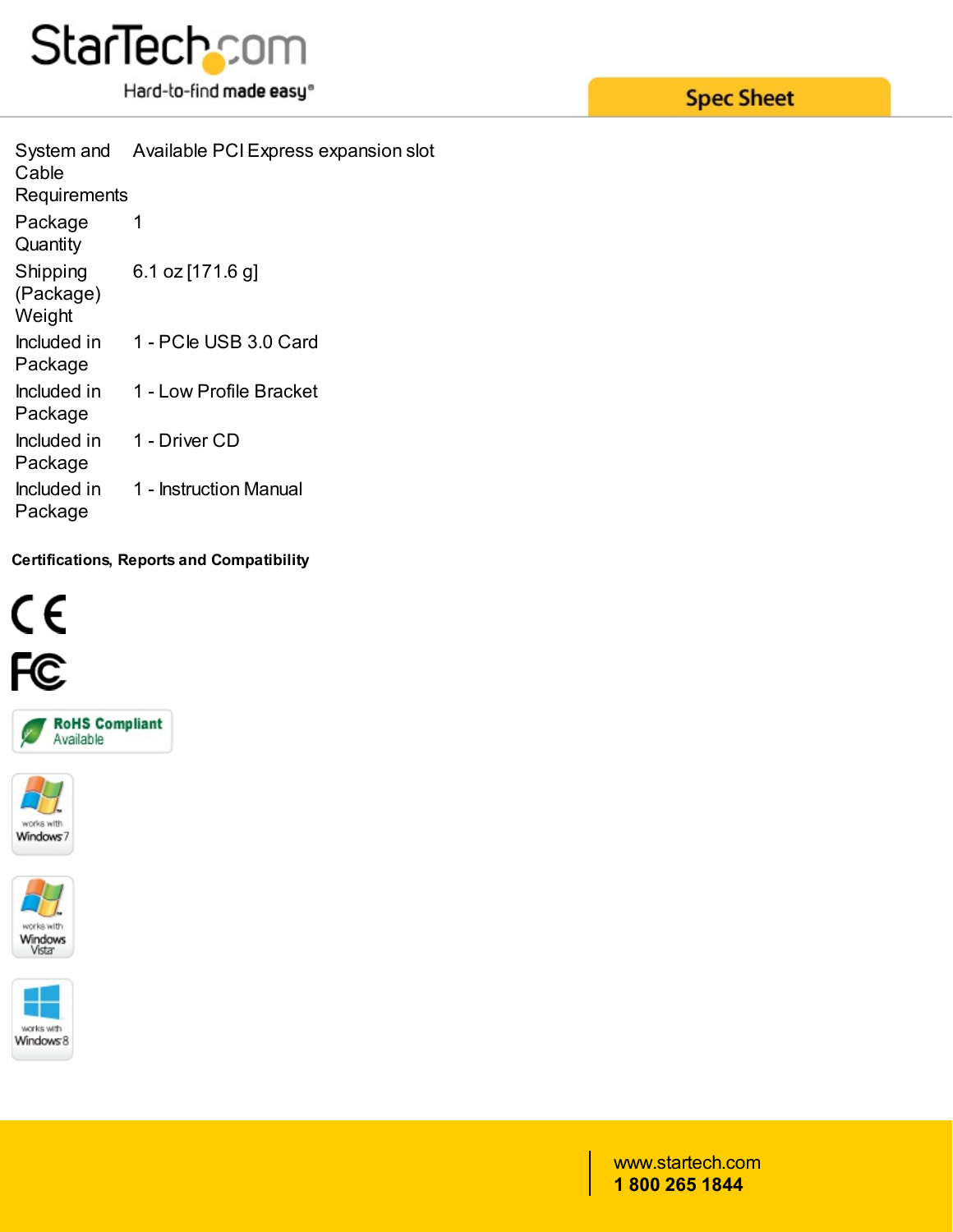| | |
|---|---|
| System and Cable Requirements | Available PCI Express expansion slot |
| Package Quantity | 1 |
| Shipping (Package) Weight | 6.1 oz [171.6 g] |
| Included in Package | 1 - PCIe USB 3.0 Card |
| Included in Package | 1 - Low Profile Bracket |
| Included in Package | 1 - Driver CD |
| Included in Package | 1 - Instruction Manual |

**Certifications, Reports and Compatibility**